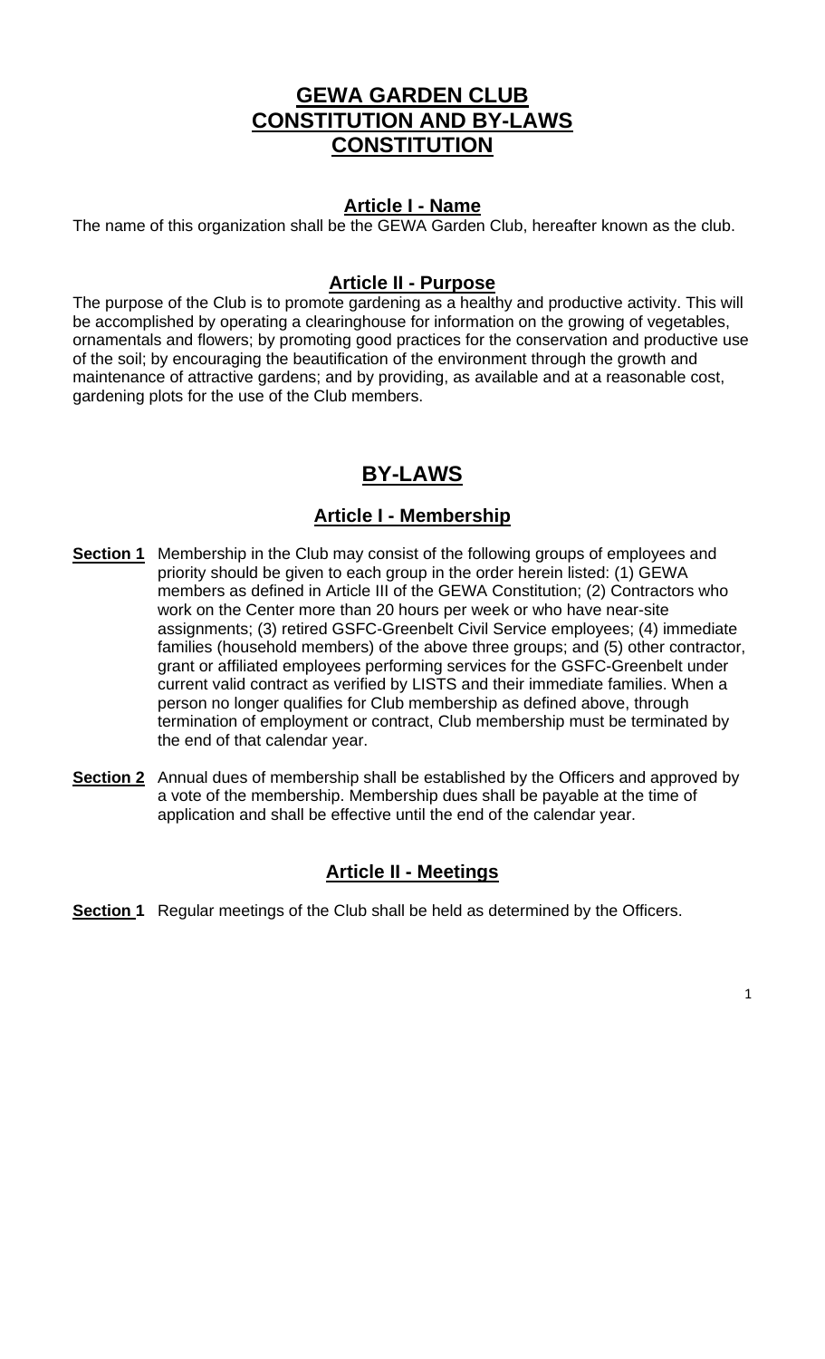# GEWA GARDEN CLUB
# CONSTITUTION AND BY-LAWS
# CONSTITUTION

## Article I - Name

The name of this organization shall be the GEWA Garden Club, hereafter known as the club.

## Article II - Purpose

The purpose of the Club is to promote gardening as a healthy and productive activity. This will be accomplished by operating a clearinghouse for information on the growing of vegetables, ornamentals and flowers; by promoting good practices for the conservation and productive use of the soil; by encouraging the beautification of the environment through the growth and maintenance of attractive gardens; and by providing, as available and at a reasonable cost, gardening plots for the use of the Club members.

# BY-LAWS

## Article I - Membership

**Section 1** Membership in the Club may consist of the following groups of employees and priority should be given to each group in the order herein listed: (1) GEWA members as defined in Article III of the GEWA Constitution; (2) Contractors who work on the Center more than 20 hours per week or who have near-site assignments; (3) retired GSFC-Greenbelt Civil Service employees; (4) immediate families (household members) of the above three groups; and (5) other contractor, grant or affiliated employees performing services for the GSFC-Greenbelt under current valid contract as verified by LISTS and their immediate families. When a person no longer qualifies for Club membership as defined above, through termination of employment or contract, Club membership must be terminated by the end of that calendar year.

**Section 2** Annual dues of membership shall be established by the Officers and approved by a vote of the membership. Membership dues shall be payable at the time of application and shall be effective until the end of the calendar year.

## Article II - Meetings

**Section 1** Regular meetings of the Club shall be held as determined by the Officers.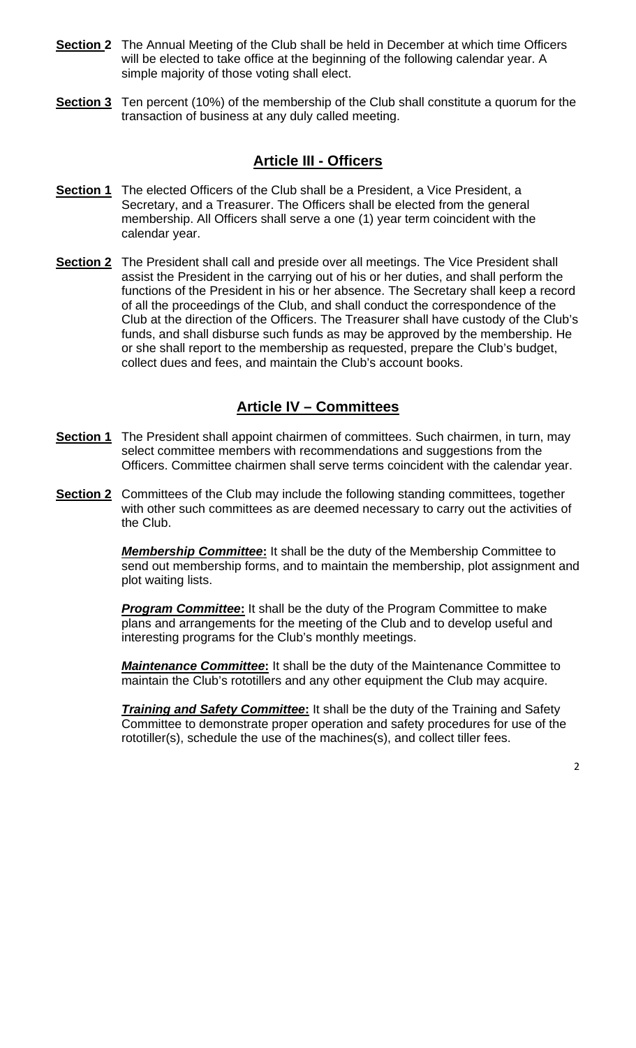**Section 2** The Annual Meeting of the Club shall be held in December at which time Officers will be elected to take office at the beginning of the following calendar year. A simple majority of those voting shall elect.

**Section 3** Ten percent (10%) of the membership of the Club shall constitute a quorum for the transaction of business at any duly called meeting.

## Article III - Officers

**Section 1** The elected Officers of the Club shall be a President, a Vice President, a Secretary, and a Treasurer. The Officers shall be elected from the general membership. All Officers shall serve a one (1) year term coincident with the calendar year.

**Section 2** The President shall call and preside over all meetings. The Vice President shall assist the President in the carrying out of his or her duties, and shall perform the functions of the President in his or her absence. The Secretary shall keep a record of all the proceedings of the Club, and shall conduct the correspondence of the Club at the direction of the Officers. The Treasurer shall have custody of the Club's funds, and shall disburse such funds as may be approved by the membership. He or she shall report to the membership as requested, prepare the Club's budget, collect dues and fees, and maintain the Club's account books.

## Article IV – Committees

**Section 1** The President shall appoint chairmen of committees. Such chairmen, in turn, may select committee members with recommendations and suggestions from the Officers. Committee chairmen shall serve terms coincident with the calendar year.

**Section 2** Committees of the Club may include the following standing committees, together with other such committees as are deemed necessary to carry out the activities of the Club.

***Membership Committee*****:** It shall be the duty of the Membership Committee to send out membership forms, and to maintain the membership, plot assignment and plot waiting lists.

***Program Committee*****:** It shall be the duty of the Program Committee to make plans and arrangements for the meeting of the Club and to develop useful and interesting programs for the Club's monthly meetings.

***Maintenance Committee*****:** It shall be the duty of the Maintenance Committee to maintain the Club's rototillers and any other equipment the Club may acquire.

***Training and Safety Committee*****:** It shall be the duty of the Training and Safety Committee to demonstrate proper operation and safety procedures for use of the rototiller(s), schedule the use of the machines(s), and collect tiller fees.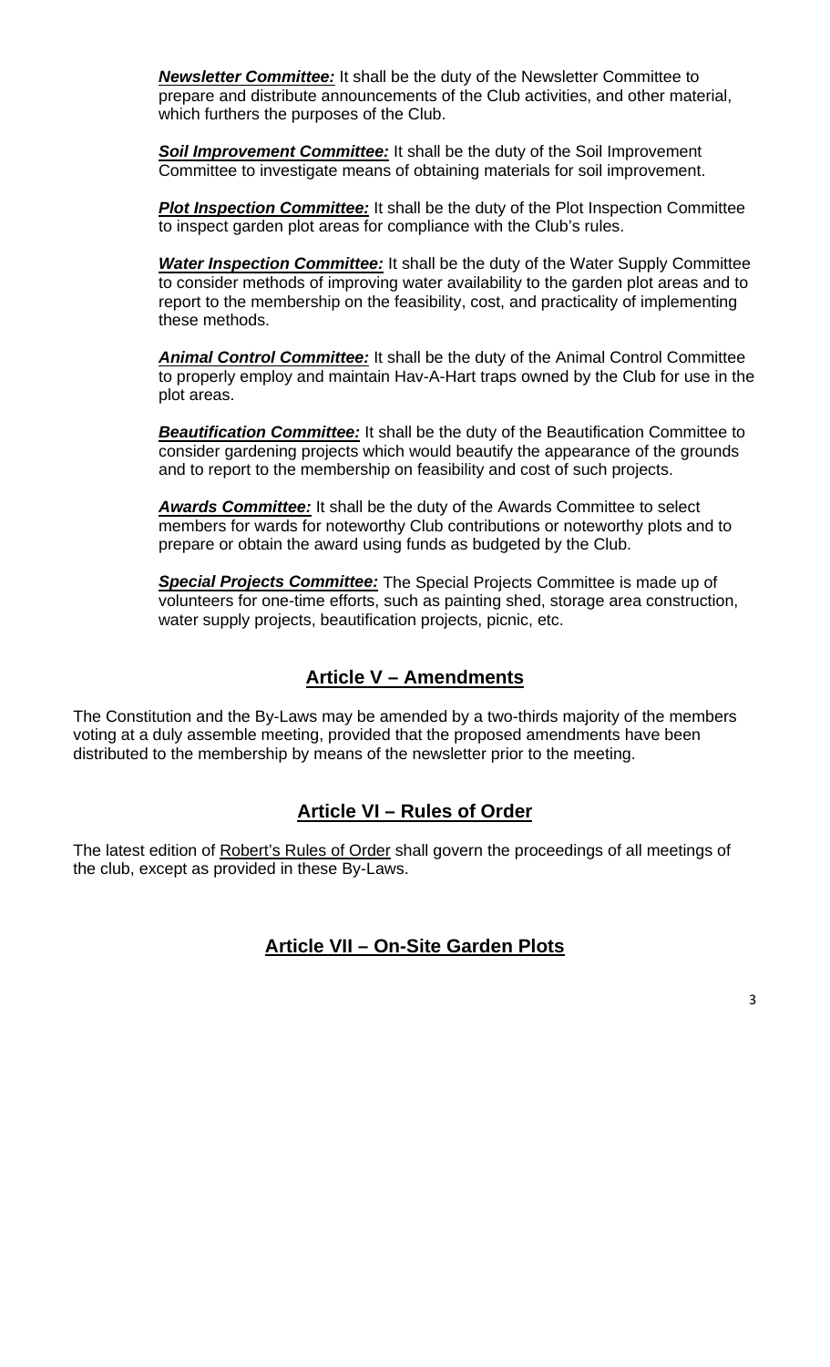***Newsletter Committee:*** It shall be the duty of the Newsletter Committee to prepare and distribute announcements of the Club activities, and other material, which furthers the purposes of the Club.

***Soil Improvement Committee:*** It shall be the duty of the Soil Improvement Committee to investigate means of obtaining materials for soil improvement.

***Plot Inspection Committee:*** It shall be the duty of the Plot Inspection Committee to inspect garden plot areas for compliance with the Club's rules.

***Water Inspection Committee:*** It shall be the duty of the Water Supply Committee to consider methods of improving water availability to the garden plot areas and to report to the membership on the feasibility, cost, and practicality of implementing these methods.

***Animal Control Committee:*** It shall be the duty of the Animal Control Committee to properly employ and maintain Hav-A-Hart traps owned by the Club for use in the plot areas.

***Beautification Committee:*** It shall be the duty of the Beautification Committee to consider gardening projects which would beautify the appearance of the grounds and to report to the membership on feasibility and cost of such projects.

***Awards Committee:*** It shall be the duty of the Awards Committee to select members for wards for noteworthy Club contributions or noteworthy plots and to prepare or obtain the award using funds as budgeted by the Club.

***Special Projects Committee:*** The Special Projects Committee is made up of volunteers for one-time efforts, such as painting shed, storage area construction, water supply projects, beautification projects, picnic, etc.

## Article V – Amendments

The Constitution and the By-Laws may be amended by a two-thirds majority of the members voting at a duly assemble meeting, provided that the proposed amendments have been distributed to the membership by means of the newsletter prior to the meeting.

## Article VI – Rules of Order

The latest edition of Robert's Rules of Order shall govern the proceedings of all meetings of the club, except as provided in these By-Laws.

## Article VII – On-Site Garden Plots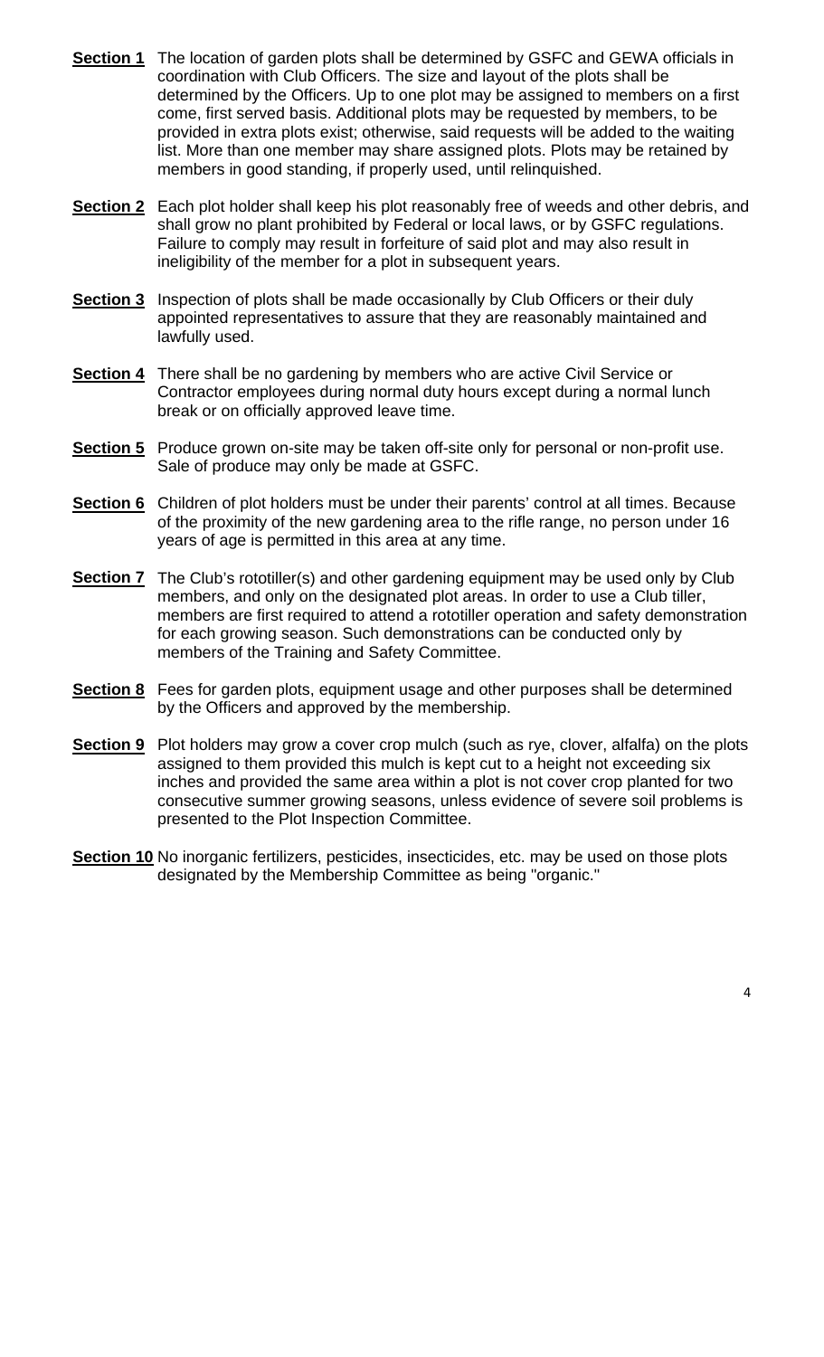**Section 1** The location of garden plots shall be determined by GSFC and GEWA officials in coordination with Club Officers. The size and layout of the plots shall be determined by the Officers. Up to one plot may be assigned to members on a first come, first served basis. Additional plots may be requested by members, to be provided in extra plots exist; otherwise, said requests will be added to the waiting list. More than one member may share assigned plots. Plots may be retained by members in good standing, if properly used, until relinquished.

**Section 2** Each plot holder shall keep his plot reasonably free of weeds and other debris, and shall grow no plant prohibited by Federal or local laws, or by GSFC regulations. Failure to comply may result in forfeiture of said plot and may also result in ineligibility of the member for a plot in subsequent years.

**Section 3** Inspection of plots shall be made occasionally by Club Officers or their duly appointed representatives to assure that they are reasonably maintained and lawfully used.

**Section 4** There shall be no gardening by members who are active Civil Service or Contractor employees during normal duty hours except during a normal lunch break or on officially approved leave time.

**Section 5** Produce grown on-site may be taken off-site only for personal or non-profit use. Sale of produce may only be made at GSFC.

**Section 6** Children of plot holders must be under their parents' control at all times. Because of the proximity of the new gardening area to the rifle range, no person under 16 years of age is permitted in this area at any time.

**Section 7** The Club's rototiller(s) and other gardening equipment may be used only by Club members, and only on the designated plot areas. In order to use a Club tiller, members are first required to attend a rototiller operation and safety demonstration for each growing season. Such demonstrations can be conducted only by members of the Training and Safety Committee.

**Section 8** Fees for garden plots, equipment usage and other purposes shall be determined by the Officers and approved by the membership.

**Section 9** Plot holders may grow a cover crop mulch (such as rye, clover, alfalfa) on the plots assigned to them provided this mulch is kept cut to a height not exceeding six inches and provided the same area within a plot is not cover crop planted for two consecutive summer growing seasons, unless evidence of severe soil problems is presented to the Plot Inspection Committee.

**Section 10** No inorganic fertilizers, pesticides, insecticides, etc. may be used on those plots designated by the Membership Committee as being "organic."